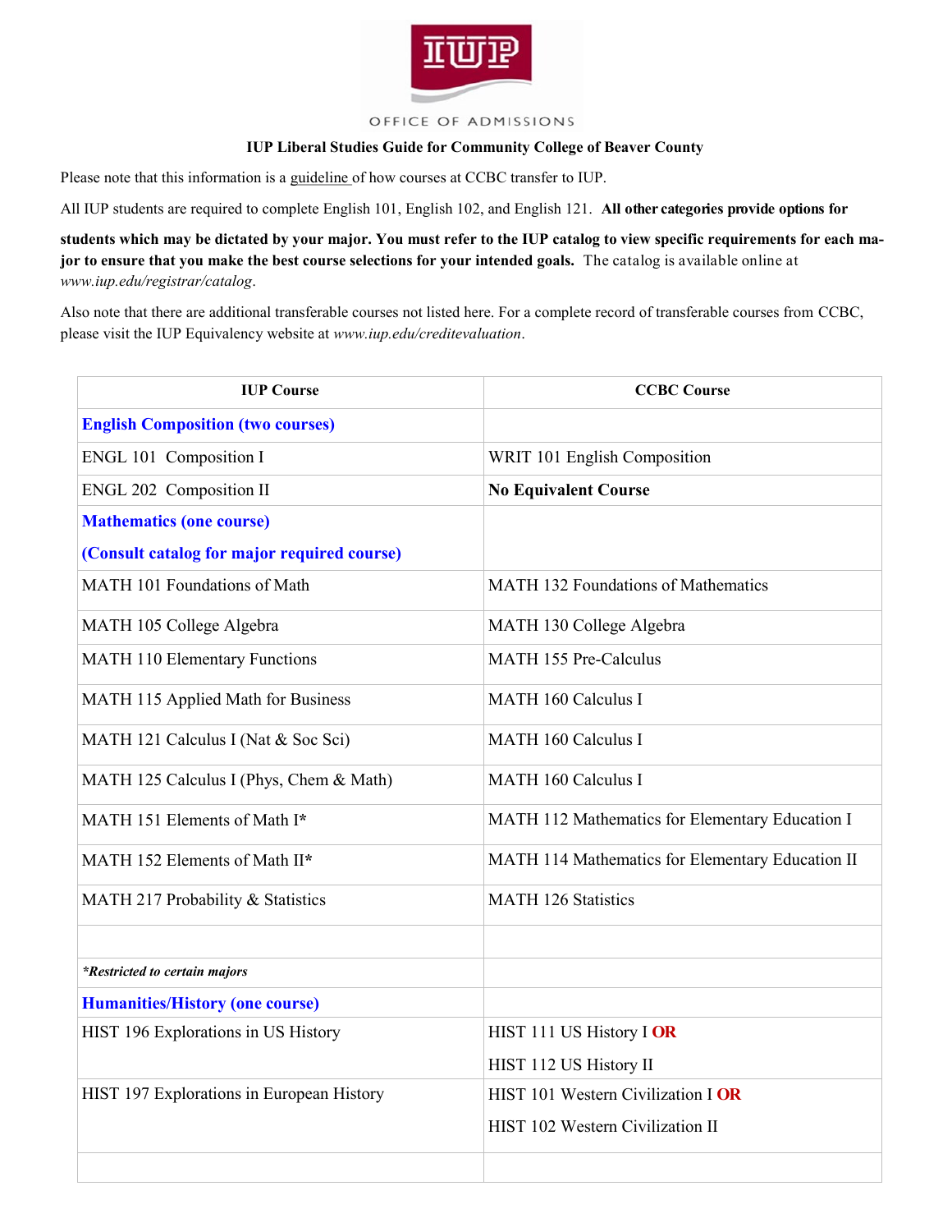IUP

OFFICE OF ADMISSIONS

**IUP Liberal Studies Guide for Community College of Beaver County**

Please note that this information is a guideline of how courses at CCBC transfer to IUP.

All IUP students are required to complete English 101, English 102, and English 121. **All other categories provide options for students which may be dictated by your major. You must refer to the IUP catalog to view specific requirements for each major to ensure that you make the best course selections for your intended goals.** The catalog is available online at *www.iup.edu/registrar/catalog*.

Also note that there are additional transferable courses not listed here. For a complete record of transferable courses from CCBC, please visit the IUP Equivalency website at *www.iup.edu/creditevaluation*.

| IUP Course | CCBC Course |
|---|---|
| **English Composition (two courses)** | |
| ENGL 101 Composition I | WRIT 101 English Composition |
| ENGL 202 Composition II | **No Equivalent Course** |
| **Mathematics (one course)**<br>**(Consult catalog for major required course)** | |
| MATH 101 Foundations of Math | MATH 132 Foundations of Mathematics |
| MATH 105 College Algebra | MATH 130 College Algebra |
| MATH 110 Elementary Functions | MATH 155 Pre-Calculus |
| MATH 115 Applied Math for Business | MATH 160 Calculus I |
| MATH 121 Calculus I (Nat & Soc Sci) | MATH 160 Calculus I |
| MATH 125 Calculus I (Phys, Chem & Math) | MATH 160 Calculus I |
| MATH 151 Elements of Math I* | MATH 112 Mathematics for Elementary Education I |
| MATH 152 Elements of Math II* | MATH 114 Mathematics for Elementary Education II |
| MATH 217 Probability & Statistics | MATH 126 Statistics |
| | |
| ***Restricted to certain majors** | |
| **Humanities/History (one course)** | |
| HIST 196 Explorations in US History | HIST 111 US History I **OR**<br>HIST 112 US History II |
| HIST 197 Explorations in European History | HIST 101 Western Civilization I **OR**<br>HIST 102 Western Civilization II |
| | |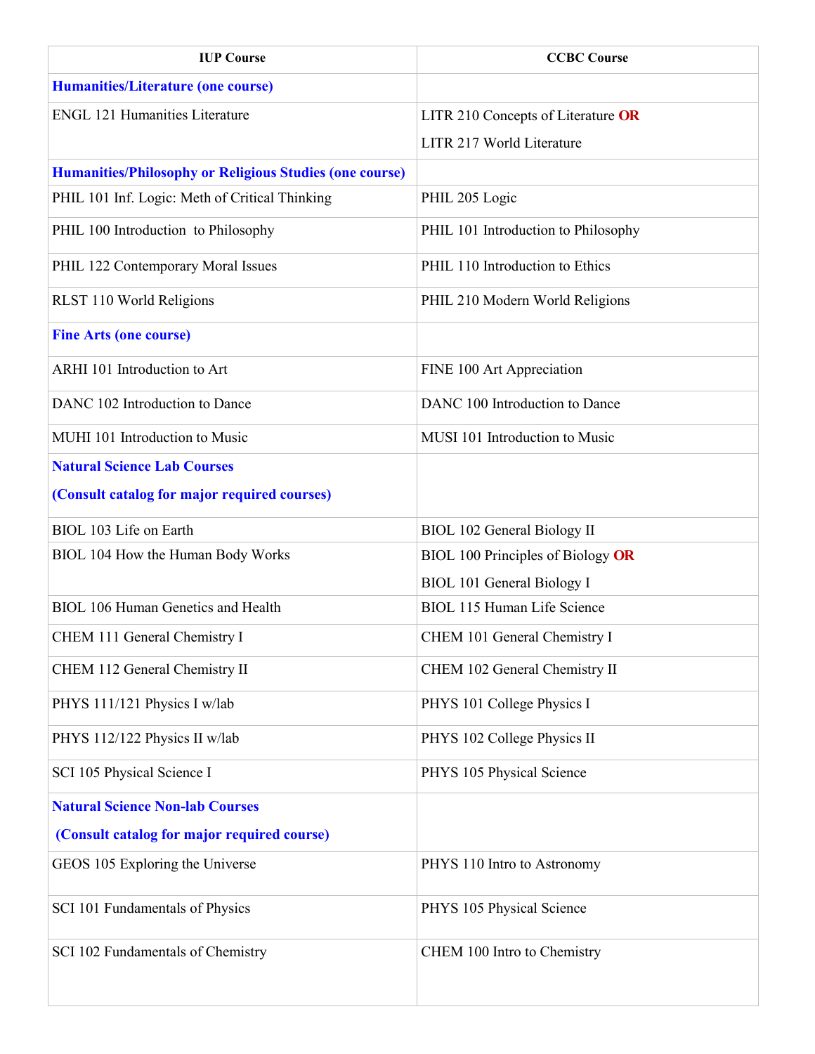| IUP Course | CCBC Course |
| --- | --- |
| **Humanities/Literature (one course)** | |
| ENGL 121 Humanities Literature | LITR 210 Concepts of Literature **OR** LITR 217 World Literature |
| **Humanities/Philosophy or Religious Studies (one course)** | |
| PHIL 101 Inf. Logic: Meth of Critical Thinking | PHIL 205 Logic |
| PHIL 100 Introduction to Philosophy | PHIL 101 Introduction to Philosophy |
| PHIL 122 Contemporary Moral Issues | PHIL 110 Introduction to Ethics |
| RLST 110 World Religions | PHIL 210 Modern World Religions |
| **Fine Arts (one course)** | |
| ARHI 101 Introduction to Art | FINE 100 Art Appreciation |
| DANC 102 Introduction to Dance | DANC 100 Introduction to Dance |
| MUHI 101 Introduction to Music | MUSI 101 Introduction to Music |
| **Natural Science Lab Courses (Consult catalog for major required courses)** | |
| BIOL 103 Life on Earth | BIOL 102 General Biology II |
| BIOL 104 How the Human Body Works | BIOL 100 Principles of Biology **OR** BIOL 101 General Biology I |
| BIOL 106 Human Genetics and Health | BIOL 115 Human Life Science |
| CHEM 111 General Chemistry I | CHEM 101 General Chemistry I |
| CHEM 112 General Chemistry II | CHEM 102 General Chemistry II |
| PHYS 111/121 Physics I w/lab | PHYS 101 College Physics I |
| PHYS 112/122 Physics II w/lab | PHYS 102 College Physics II |
| SCI 105 Physical Science I | PHYS 105 Physical Science |
| **Natural Science Non-lab Courses (Consult catalog for major required course)** | |
| GEOS 105 Exploring the Universe | PHYS 110 Intro to Astronomy |
| SCI 101 Fundamentals of Physics | PHYS 105 Physical Science |
| SCI 102 Fundamentals of Chemistry | CHEM 100 Intro to Chemistry |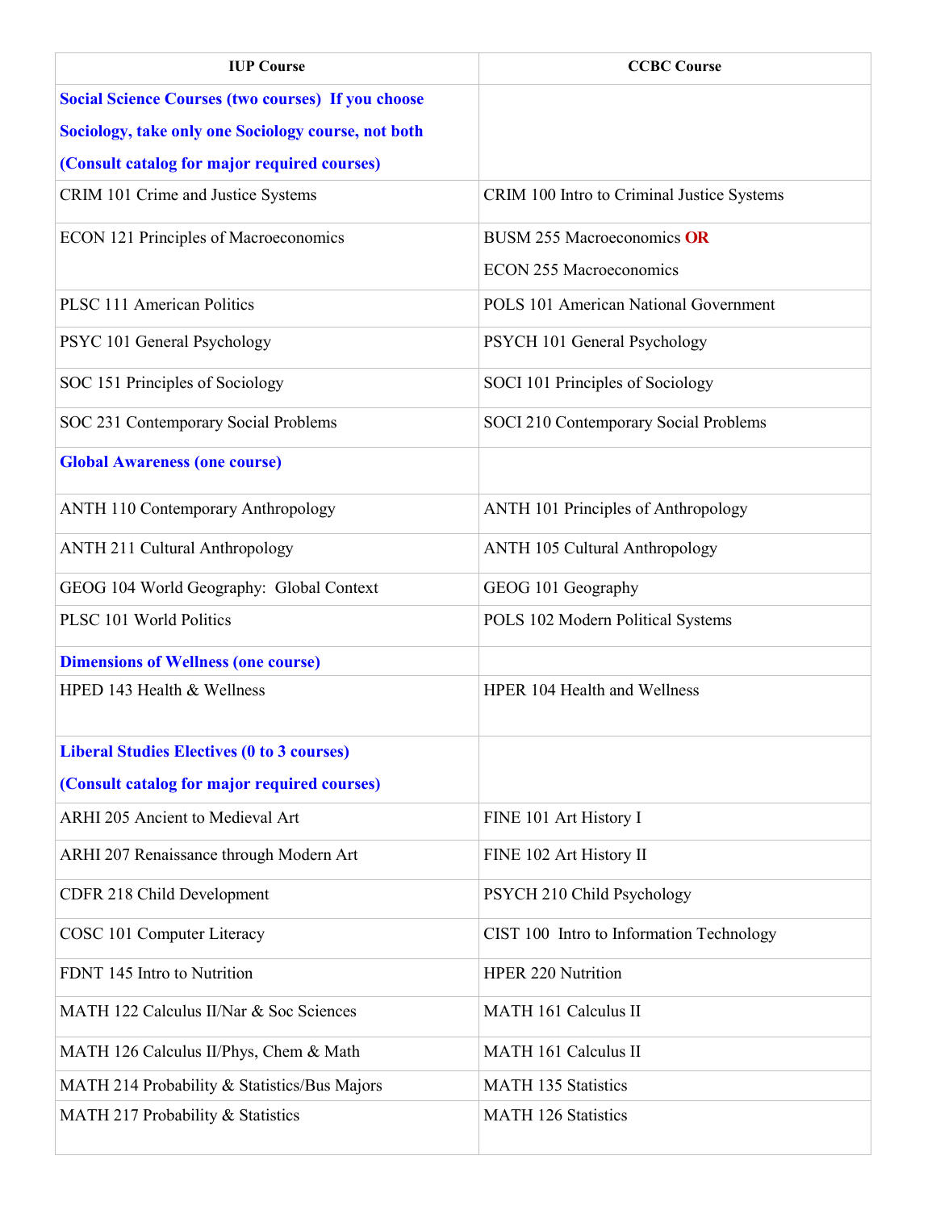| IUP Course | CCBC Course |
|---|---|
| **Social Science Courses (two courses) If you choose Sociology, take only one Sociology course, not both (Consult catalog for major required courses)** | |
| CRIM 101 Crime and Justice Systems | CRIM 100 Intro to Criminal Justice Systems |
| ECON 121 Principles of Macroeconomics | BUSM 255 Macroeconomics **OR** ECON 255 Macroeconomics |
| PLSC 111 American Politics | POLS 101 American National Government |
| PSYC 101 General Psychology | PSYCH 101 General Psychology |
| SOC 151 Principles of Sociology | SOCI 101 Principles of Sociology |
| SOC 231 Contemporary Social Problems | SOCI 210 Contemporary Social Problems |
| **Global Awareness (one course)** | |
| ANTH 110 Contemporary Anthropology | ANTH 101 Principles of Anthropology |
| ANTH 211 Cultural Anthropology | ANTH 105 Cultural Anthropology |
| GEOG 104 World Geography: Global Context | GEOG 101 Geography |
| PLSC 101 World Politics | POLS 102 Modern Political Systems |
| **Dimensions of Wellness (one course)** | |
| HPED 143 Health & Wellness | HPER 104 Health and Wellness |
| **Liberal Studies Electives (0 to 3 courses) (Consult catalog for major required courses)** | |
| ARHI 205 Ancient to Medieval Art | FINE 101 Art History I |
| ARHI 207 Renaissance through Modern Art | FINE 102 Art History II |
| CDFR 218 Child Development | PSYCH 210 Child Psychology |
| COSC 101 Computer Literacy | CIST 100 Intro to Information Technology |
| FDNT 145 Intro to Nutrition | HPER 220 Nutrition |
| MATH 122 Calculus II/Nar & Soc Sciences | MATH 161 Calculus II |
| MATH 126 Calculus II/Phys, Chem & Math | MATH 161 Calculus II |
| MATH 214 Probability & Statistics/Bus Majors | MATH 135 Statistics |
| MATH 217 Probability & Statistics | MATH 126 Statistics |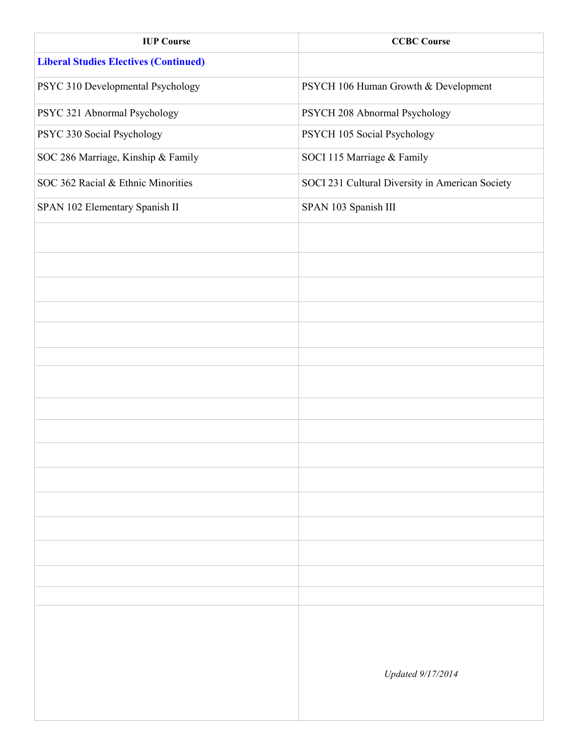| IUP Course | CCBC Course |
| --- | --- |
| **Liberal Studies Electives (Continued)** | |
| PSYC 310 Developmental Psychology | PSYCH 106 Human Growth & Development |
| PSYC 321 Abnormal Psychology | PSYCH 208 Abnormal Psychology |
| PSYC 330 Social Psychology | PSYCH 105 Social Psychology |
| SOC 286 Marriage, Kinship & Family | SOCI 115 Marriage & Family |
| SOC 362 Racial & Ethnic Minorities | SOCI 231 Cultural Diversity in American Society |
| SPAN 102 Elementary Spanish II | SPAN 103 Spanish III |
| | |
| | |
| | |
| | |
| | |
| | |
| | |
| | |
| | |
| | |
| | |
| | |
| | |
| | |
| | |
| | |
| | *Updated 9/17/2014* |